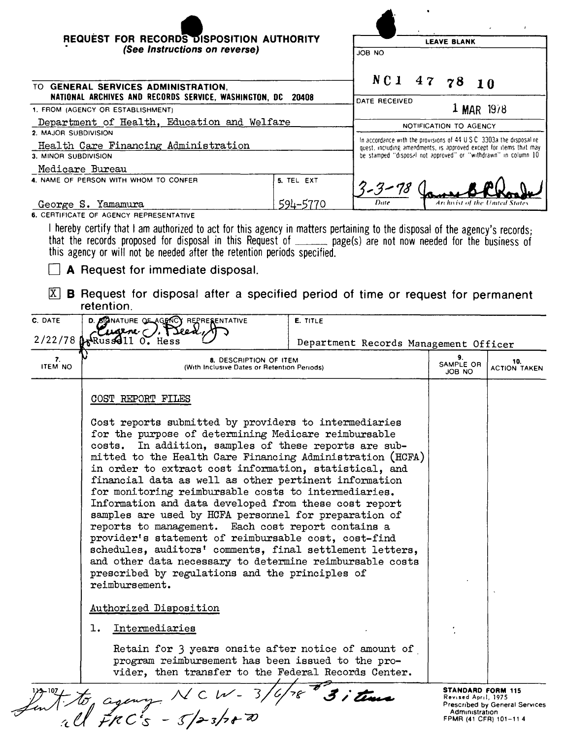**REQUEST FOR RECORDS DISPOSITION AUTHORITY**
*(See Instructions on reverse)*

| LEAVE BLANK |
|---|
| JOB NO: NC1 47 78 10 |
| DATE RECEIVED: 1 MAR 1978 |
| NOTIFICATION TO AGENCY |
| In accordance with the provisions of 44 U.S.C. 3303a the disposal request, including amendments, is approved except for items that may be stamped "disposal not approved" or "withdrawn" in column 10. |
| 3-3-78 (Date) — [signature] Archivist of the United States |

TO **GENERAL SERVICES ADMINISTRATION, NATIONAL ARCHIVES AND RECORDS SERVICE, WASHINGTON, DC 20408**

1. FROM (AGENCY OR ESTABLISHMENT): Department of Health, Education and Welfare
2. MAJOR SUBDIVISION: Health Care Financing Administration
3. MINOR SUBDIVISION: Medicare Bureau
4. NAME OF PERSON WITH WHOM TO CONFER: George S. Yamamura
5. TEL EXT: 594-5770

6. CERTIFICATE OF AGENCY REPRESENTATIVE

I hereby certify that I am authorized to act for this agency in matters pertaining to the disposal of the agency's records; that the records proposed for disposal in this Request of ______ page(s) are not now needed for the business of this agency or will not be needed after the retention periods specified.

☐ **A** Request for immediate disposal.

☒ **B** Request for disposal after a specified period of time or request for permanent retention.

| C. DATE | D. SIGNATURE OF AGENCY REPRESENTATIVE | E. TITLE |
|---|---|---|
| 2/22/78 | Eugene J. Reed, for Russell O. Hess | Department Records Management Officer |

| 7. ITEM NO | 8. DESCRIPTION OF ITEM (With Inclusive Dates or Retention Periods) | 9. SAMPLE OR JOB NO | 10. ACTION TAKEN |
|---|---|---|---|
| | COST REPORT FILES | | |

COST REPORT FILES

Cost reports submitted by providers to intermediaries for the purpose of determining Medicare reimbursable costs. In addition, samples of these reports are submitted to the Health Care Financing Administration (HCFA) in order to extract cost information, statistical, and financial data as well as other pertinent information for monitoring reimbursable costs to intermediaries. Information and data developed from these cost report samples are used by HCFA personnel for preparation of reports to management. Each cost report contains a provider's statement of reimbursable cost, cost-find schedules, auditors' comments, final settlement letters, and other data necessary to determine reimbursable costs prescribed by regulations and the principles of reimbursement.

Authorized Disposition

1. Intermediaries

   Retain for 3 years onsite after notice of amount of program reimbursement has been issued to the provider, then transfer to the Federal Records Center.

Sent to agency NCW - 3/6/78 3 items
all FRC's - 5/23/78

115-107

**STANDARD FORM 115**
Revised April, 1975
Prescribed by General Services Administration
FPMR (41 CFR) 101-11.4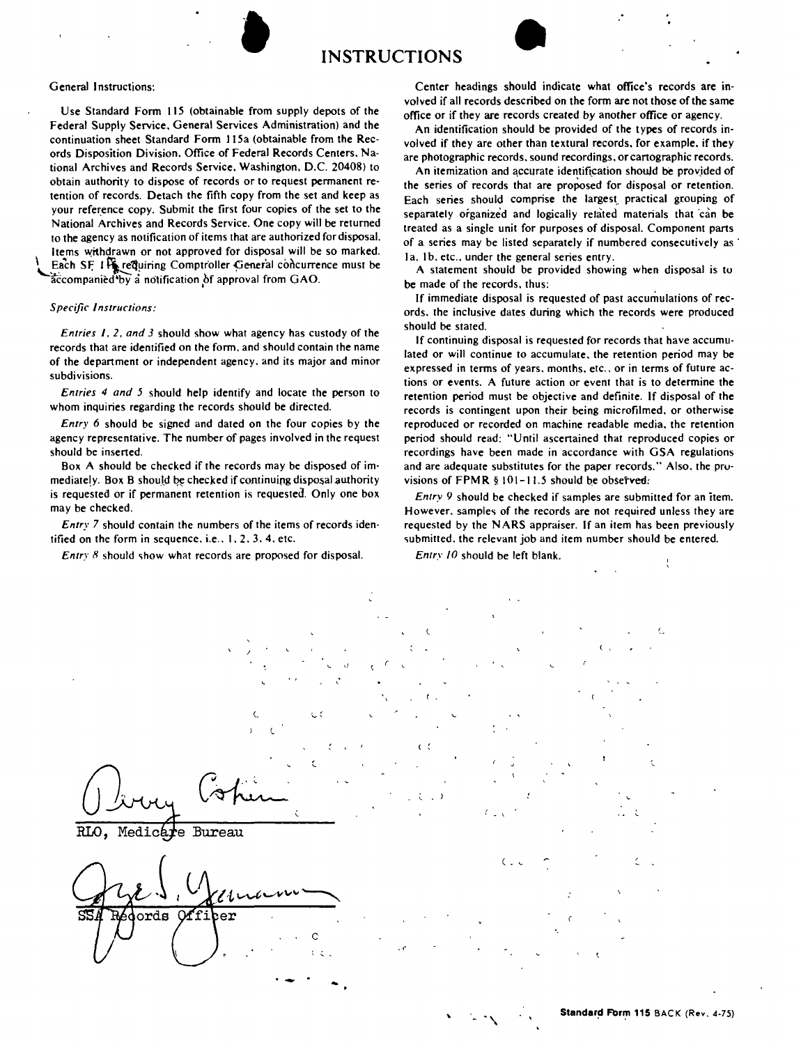# INSTRUCTIONS

General Instructions:

Use Standard Form 115 (obtainable from supply depots of the Federal Supply Service, General Services Administration) and the continuation sheet Standard Form 115a (obtainable from the Records Disposition Division, Office of Federal Records Centers, National Archives and Records Service, Washington, D.C. 20408) to obtain authority to dispose of records or to request permanent retention of records. Detach the fifth copy from the set and keep as your reference copy. Submit the first four copies of the set to the National Archives and Records Service. One copy will be returned to the agency as notification of items that are authorized for disposal. Items withdrawn or not approved for disposal will be so marked. Each SF 115 requiring Comptroller General concurrence must be accompanied by a notification of approval from GAO.

*Specific Instructions:*

*Entries 1, 2, and 3* should show what agency has custody of the records that are identified on the form, and should contain the name of the department or independent agency, and its major and minor subdivisions.

*Entries 4 and 5* should help identify and locate the person to whom inquiries regarding the records should be directed.

*Entry 6* should be signed and dated on the four copies by the agency representative. The number of pages involved in the request should be inserted.

Box A should be checked if the records may be disposed of immediately. Box B should be checked if continuing disposal authority is requested or if permanent retention is requested. Only one box may be checked.

*Entry 7* should contain the numbers of the items of records identified on the form in sequence, i.e., 1, 2, 3, 4, etc.

*Entry 8* should show what records are proposed for disposal.

Center headings should indicate what office's records are involved if all records described on the form are not those of the same office or if they are records created by another office or agency.

An identification should be provided of the types of records involved if they are other than textural records, for example, if they are photographic records, sound recordings, or cartographic records.

An itemization and accurate identification should be provided of the series of records that are proposed for disposal or retention. Each series should comprise the largest practical grouping of separately organized and logically related materials that can be treated as a single unit for purposes of disposal. Component parts of a series may be listed separately if numbered consecutively as 1a, 1b, etc., under the general series entry.

A statement should be provided showing when disposal is to be made of the records, thus:

If immediate disposal is requested of past accumulations of records, the inclusive dates during which the records were produced should be stated.

If continuing disposal is requested for records that have accumulated or will continue to accumulate, the retention period may be expressed in terms of years, months, etc., or in terms of future actions or events. A future action or event that is to determine the retention period must be objective and definite. If disposal of the records is contingent upon their being microfilmed, or otherwise reproduced or recorded on machine readable media, the retention period should read: "Until ascertained that reproduced copies or recordings have been made in accordance with GSA regulations and are adequate substitutes for the paper records." Also, the provisions of FPMR § 101-11.5 should be observed.

*Entry 9* should be checked if samples are submitted for an item. However, samples of the records are not required unless they are requested by the NARS appraiser. If an item has been previously submitted, the relevant job and item number should be entered.

*Entry 10* should be left blank.

RLO, Medicare Bureau

SSA Records Officer

Standard Form 115 BACK (Rev. 4-75)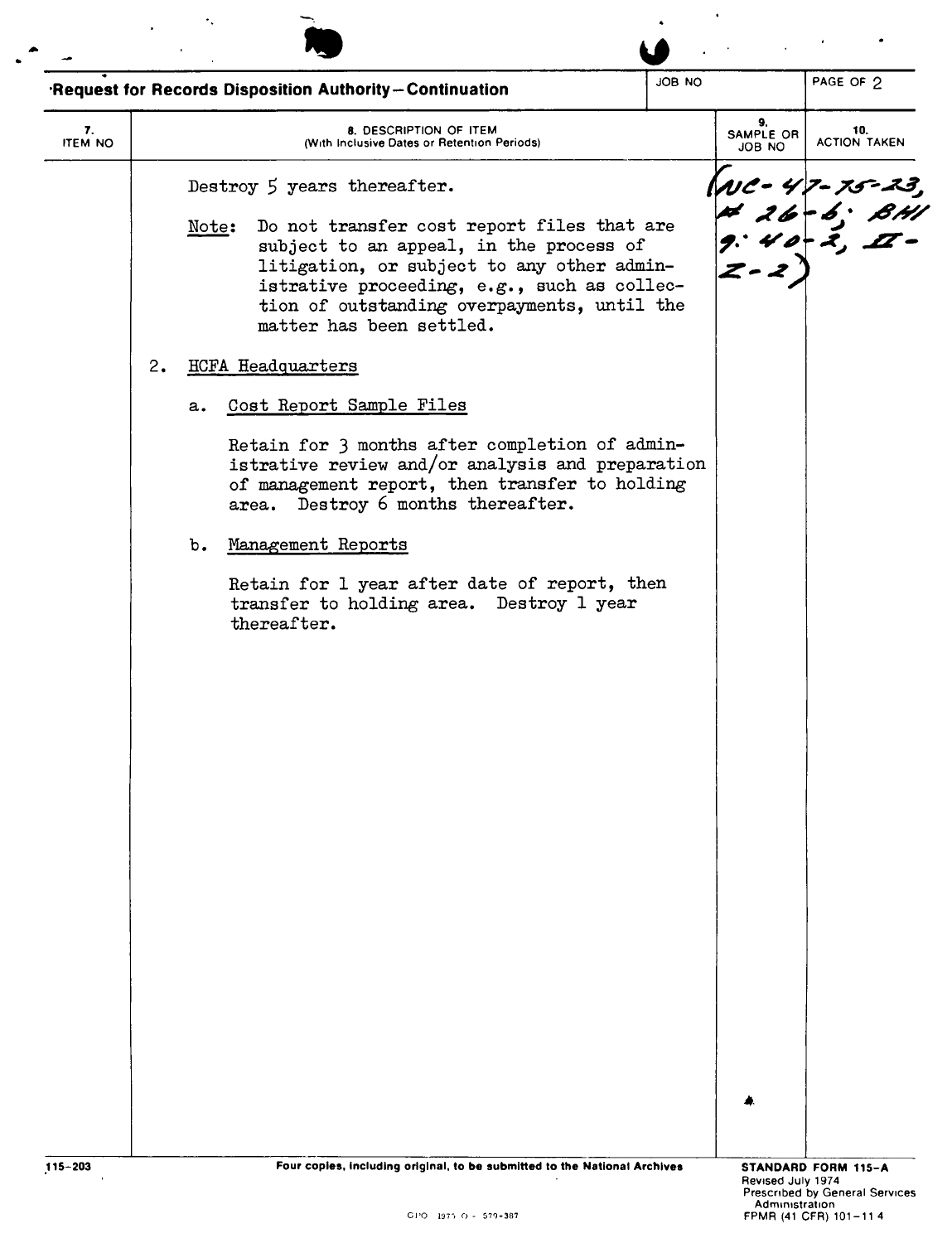**Request for Records Disposition Authority—Continuation**

| 7. ITEM NO | 8. DESCRIPTION OF ITEM (With Inclusive Dates or Retention Periods) | 9. SAMPLE OR JOB NO | 10. ACTION TAKEN |
|---|---|---|---|
| | Destroy 5 years thereafter.<br><br>Note: Do not transfer cost report files that are subject to an appeal, in the process of litigation, or subject to any other administrative proceeding, e.g., such as collection of outstanding overpayments, until the matter has been settled.<br><br>2. HCFA Headquarters<br><br>a. Cost Report Sample Files<br><br>Retain for 3 months after completion of administrative review and/or analysis and preparation of management report, then transfer to holding area. Destroy 6 months thereafter.<br><br>b. Management Reports<br><br>Retain for 1 year after date of report, then transfer to holding area. Destroy 1 year thereafter. | (NC-47-75-23, # 26-6; BHI 9:40-2, II-Z-2) | |

Four copies, including original, to be submitted to the National Archives

STANDARD FORM 115-A
Revised July 1974
Prescribed by General Services Administration
FPMR (41 CFR) 101-11.4